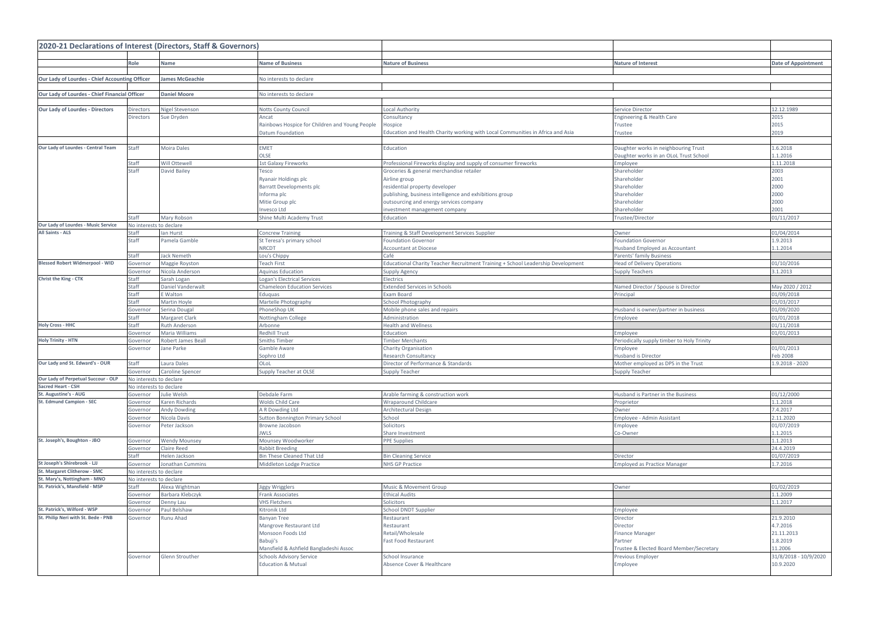## 2020-21 Declarations of Interest (Directors, Staff & Governors)

| | Role | Name | Name of Business | Nature of Business | Nature of Interest | Date of Appointment |
|---|---|---|---|---|---|---|
| Our Lady of Lourdes - Chief Accounting Officer | | James McGeachie | No interests to declare | | | |
| Our Lady of Lourdes - Chief Financial Officer | | Daniel Moore | No interests to declare | | | |
| Our Lady of Lourdes - Directors | Directors | Nigel Stevenson | Notts County Council | Local Authority | Service Director | 12.12.1989 |
| | Directors | Sue Dryden | Ancat | Consultancy | Engineering & Health Care | 2015 |
| | | | Rainbows Hospice for Children and Young People | Hospice | Trustee | 2015 |
| | | | Datum Foundation | Education and Health Charity working with Local Communities in Africa and Asia | Trustee | 2019 |
| Our Lady of Lourdes - Central Team | Staff | Moira Dales | EMET | Education | Daughter works in neighbouring Trust | 1.6.2018 |
| | | | OLSE | | Daughter works in an OLoL Trust School | 1.1.2016 |
| | Staff | Will Ottewell | 1st Galaxy Fireworks | Professional Fireworks display and supply of consumer fireworks | Employee | 1.11.2018 |
| | Staff | David Bailey | Tesco | Groceries & general merchandise retailer | Shareholder | 2003 |
| | | | Ryanair Holdings plc | Airline group | Shareholder | 2001 |
| | | | Barratt Developments plc | residential property developer | Shareholder | 2000 |
| | | | Informa plc | publishing, business intelligence and exhibitions group | Shareholder | 2000 |
| | | | Mitie Group plc | outsourcing and energy services company | Shareholder | 2000 |
| | | | Invesco Ltd | investment management company | Shareholder | 2001 |
| | Staff | Mary Robson | Shine Multi Academy Trust | Education | Trustee/Director | 01/11/2017 |
| Our Lady of Lourdes - Music Service | No interests to declare | | | | | |
| All Saints - ALS | Staff | Ian Hurst | Concrew Training | Training & Staff Development Services Supplier | Owner | 01/04/2014 |
| | Staff | Pamela Gamble | St Teresa's primary school | Foundation Governor | Foundation Governor | 1.9.2013 |
| | | | NRCDT | Accountant at Diocese | Husband Employed as Accountant | 1.1.2014 |
| | Staff | Jack Nemeth | Lou's Chippy | Café | Parents' family Business | |
| Blessed Robert Widmerpool - WID | Governor | Maggie Royston | Teach First | Educational Charity Teacher Recruitment Training + School Leadership Development | Head of Delivery Operations | 01/10/2016 |
| | Governor | Nicola Anderson | Aquinas Education | Supply Agency | Supply Teachers | 3.1.2013 |
| Christ the King - CTK | Staff | Sarah Logan | Logan's Electrical Services | Electrics | | |
| | Staff | Daniel Vanderwalt | Chameleon Education Services | Extended Services in Schools | Named Director / Spouse is Director | May 2020 / 2012 |
| | Staff | E Walton | Eduquas | Exam Board | Principal | 01/09/2018 |
| | Staff | Martin Hoyle | Martelle Photography | School Photography | | 01/03/2017 |
| | Governor | Serina Dougal | PhoneShop UK | Mobile phone sales and repairs | Husband is owner/partner in business | 01/09/2020 |
| | Staff | Margaret Clark | Nottingham College | Administration | Employee | 01/01/2018 |
| Holy Cross - HHC | Staff | Ruth Anderson | Arbonne | Health and Wellness | | 01/11/2018 |
| | Governor | Maria Williams | Redhill Trust | Education | Employee | 01/01/2013 |
| Holy Trinity - HTN | Governor | Robert James Beall | Smiths Timber | Timber Merchants | Periodically supply timber to Holy Trinity | |
| | Governor | Jane Parke | Gamble Aware | Charity Organisation | Employee | 01/01/2013 |
| | | | Sophro Ltd | Research Consultancy | Husband is Director | Feb 2008 |
| Our Lady and St. Edward's - OUR | Staff | Laura Dales | OLoL | Director of Performance & Standards | Mother employed as DPS in the Trust | 1.9.2018 - 2020 |
| | Governor | Caroline Spencer | Supply Teacher at OLSE | Supply Teacher | Supply Teacher | |
| Our Lady of Perpetual Succour - OLP | No interests to declare | | | | | |
| Sacred Heart - CSH | No interests to declare | | | | | |
| St. Augustine's - AUG | Governor | Julie Welsh | Debdale Farm | Arable farming & construction work | Husband is Partner in the Business | 01/12/2000 |
| St. Edmund Campion - SEC | Governor | Karen Richards | Wolds Child Care | Wraparound Childcare | Proprietor | 1.1.2018 |
| | Governor | Andy Dowding | A R Dowding Ltd | Architectural Design | Owner | 7.4.2017 |
| | Governor | Nicola Davis | Sutton Bonnington Primary School | School | Employee - Admin Assistant | 2.11.2020 |
| | Governor | Peter Jackson | Browne Jacobson | Solicitors | Employee | 01/07/2019 |
| | | | JWLS | Share Investment | Co-Owner | 1.1.2015 |
| St. Joseph's, Boughton - JBO | Governor | Wendy Mounsey | Mounsey Woodworker | PPE Supplies | | 1.1.2013 |
| | Governor | Claire Reed | Rabbit Breeding | | | 24.4.2019 |
| | Staff | Helen Jackson | Bin These Cleaned That Ltd | Bin Cleaning Service | Director | 01/07/2019 |
| St Joseph's Shirebrook - LJJ | Governor | Jonathan Cummins | Middleton Lodge Practice | NHS GP Practice | Employed as Practice Manager | 1.7.2016 |
| St. Margaret Clitherow - SMC | No interests to declare | | | | | |
| St. Mary's, Nottingham - MNO | No interests to declare | | | | | |
| St. Patrick's, Mansfield - MSP | Staff | Alexa Wightman | Jiggy Wrigglers | Music & Movement Group | Owner | 01/02/2019 |
| | Governor | Barbara Klebczyk | Frank Associates | Ethical Audits | | 1.1.2009 |
| | Governor | Denny Lau | VHS Fletchers | Solicitors | | 1.1.2017 |
| St. Patrick's, Wilford - WSP | Governor | Paul Belshaw | Kitronik Ltd | School DNDT Supplier | Employee | |
| St. Philip Neri with St. Bede - PNB | Governor | Runu Ahad | Banyan Tree | Restaurant | Director | 21.9.2010 |
| | | | Mangrove Restaurant Ltd | Restaurant | Director | 4.7.2016 |
| | | | Monsoon Foods Ltd | Retail/Wholesale | Finance Manager | 21.11.2013 |
| | | | Babuji's | Fast Food Restaurant | Partner | 1.8.2019 |
| | | | Mansfield & Ashfield Bangladeshi Assoc | | Trustee & Elected Board Member/Secretary | 11.2006 |
| | Governor | Glenn Strouther | Schools Advisory Service | School Insurance | Previous Employer | 31/8/2018 - 10/9/2020 |
| | | | Education & Mutual | Absence Cover & Healthcare | Employee | 10.9.2020 |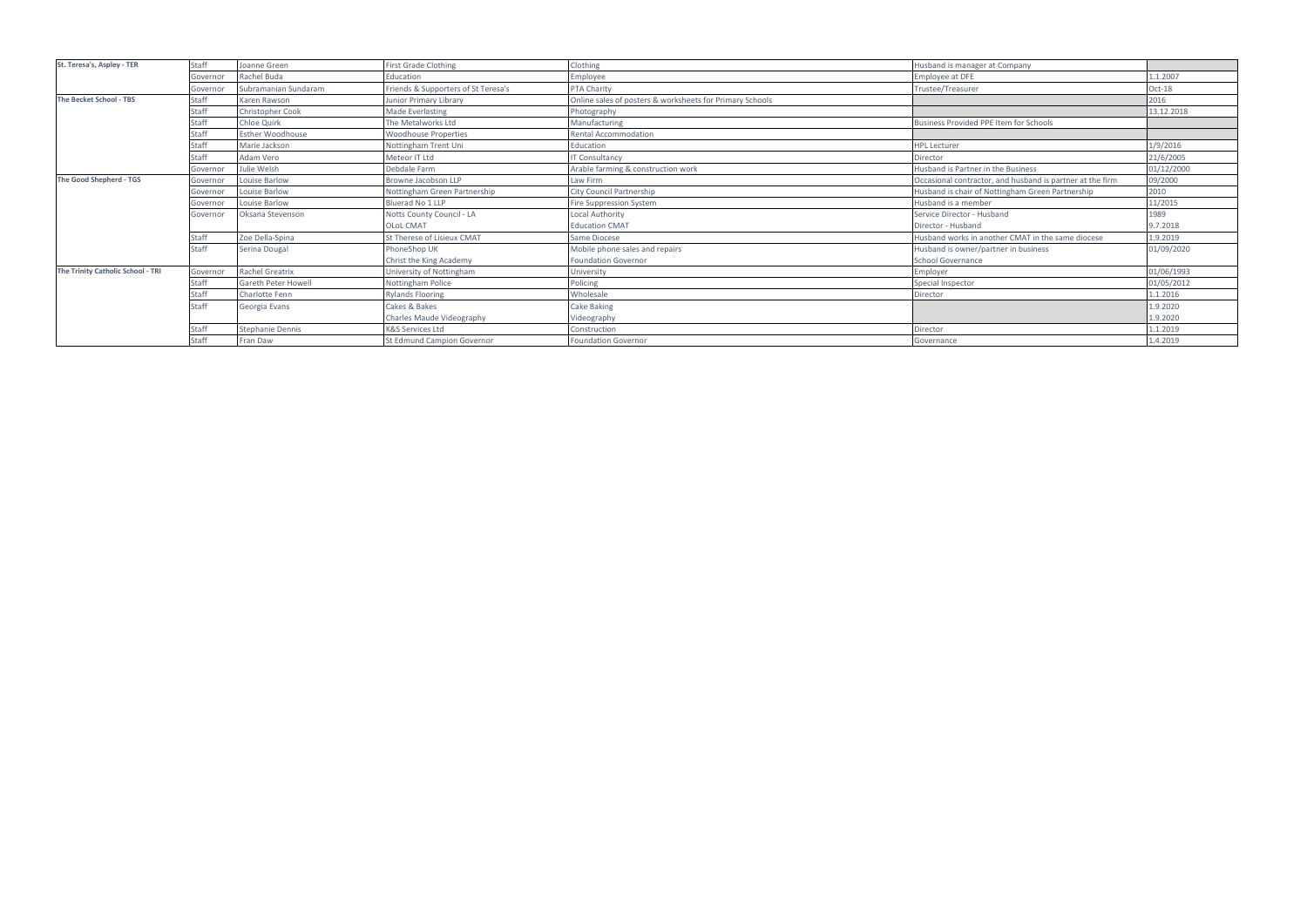| | | | | | | |
|---|---|---|---|---|---|---|
| **St. Teresa's, Aspley - TER** | Staff | Joanne Green | First Grade Clothing | Clothing | Husband is manager at Company | |
| | Governor | Rachel Buda | Education | Employee | Employee at DFE | 1.1.2007 |
| | Governor | Subramanian Sundaram | Friends & Supporters of St Teresa's | PTA Charity | Trustee/Treasurer | Oct-18 |
| **The Becket School - TBS** | Staff | Karen Rawson | Junior Primary Library | Online sales of posters & worksheets for Primary Schools | | 2016 |
| | Staff | Christopher Cook | Made Everlasting | Photography | | 13.12.2018 |
| | Staff | Chloe Quirk | The Metalworks Ltd | Manufacturing | Business Provided PPE Item for Schools | |
| | Staff | Esther Woodhouse | Woodhouse Properties | Rental Accommodation | | |
| | Staff | Marie Jackson | Nottingham Trent Uni | Education | HPL Lecturer | 1/9/2016 |
| | Staff | Adam Vero | Meteor IT Ltd | IT Consultancy | Director | 21/6/2005 |
| | Governor | Julie Welsh | Debdale Farm | Arable farming & construction work | Husband is Partner in the Business | 01/12/2000 |
| **The Good Shepherd - TGS** | Governor | Louise Barlow | Browne Jacobson LLP | Law Firm | Occasional contractor, and husband is partner at the firm | 09/2000 |
| | Governor | Louise Barlow | Nottingham Green Partnership | City Council Partnership | Husband is chair of Nottingham Green Partnership | 2010 |
| | Governor | Louise Barlow | Bluerad No 1 LLP | Fire Suppression System | Husband is a member | 11/2015 |
| | Governor | Oksana Stevenson | Notts County Council - LA | Local Authority | Service Director - Husband | 1989 |
| | | | OLoL CMAT | Education CMAT | Director - Husband | 9.7.2018 |
| | Staff | Zoe Della-Spina | St Therese of Lisieux CMAT | Same Diocese | Husband works in another CMAT in the same diocese | 1.9.2019 |
| | Staff | Serina Dougal | PhoneShop UK | Mobile phone sales and repairs | Husband is owner/partner in business | 01/09/2020 |
| | | | Christ the King Academy | Foundation Governor | School Governance | |
| **The Trinity Catholic School - TRI** | Governor | Rachel Greatrix | University of Nottingham | University | Employer | 01/06/1993 |
| | Staff | Gareth Peter Howell | Nottingham Police | Policing | Special Inspector | 01/05/2012 |
| | Staff | Charlotte Fenn | Rylands Flooring | Wholesale | Director | 1.1.2016 |
| | Staff | Georgia Evans | Cakes & Bakes | Cake Baking | | 1.9.2020 |
| | | | Charles Maude Videography | Videography | | 1.9.2020 |
| | Staff | Stephanie Dennis | K&S Services Ltd | Construction | Director | 1.1.2019 |
| | Staff | Fran Daw | St Edmund Campion Governor | Foundation Governor | Governance | 1.4.2019 |